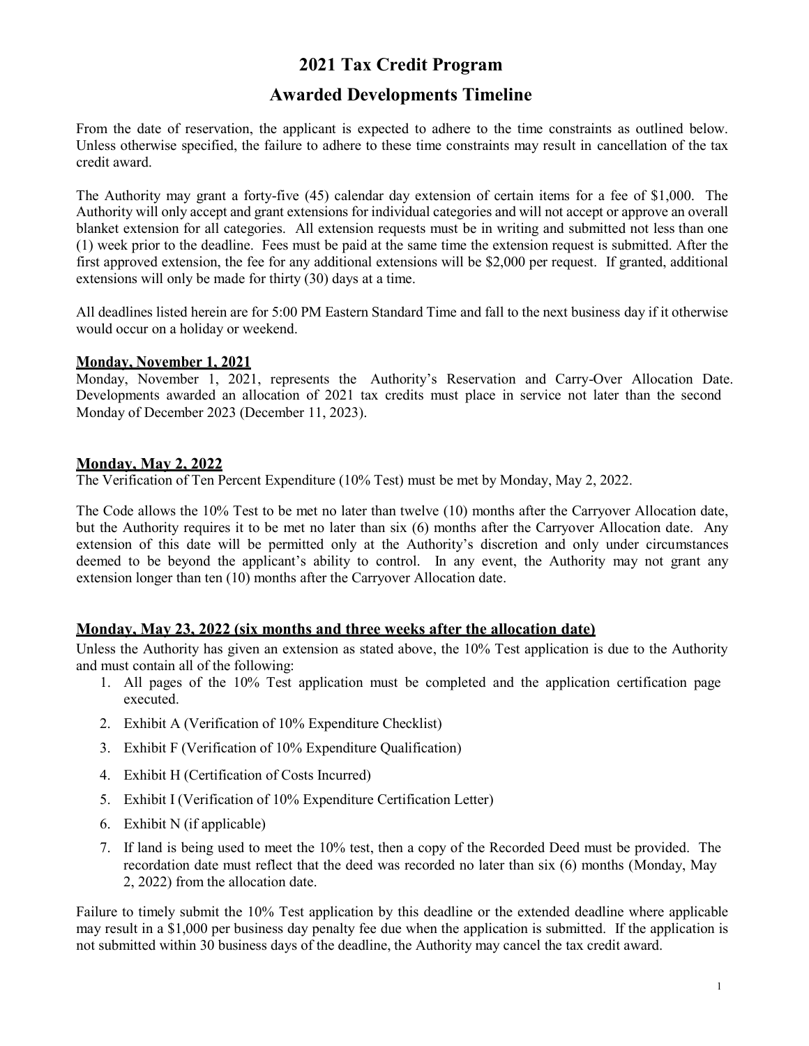# 2021 Tax Credit Program

## Awarded Developments Timeline

From the date of reservation, the applicant is expected to adhere to the time constraints as outlined below. Unless otherwise specified, the failure to adhere to these time constraints may result in cancellation of the tax credit award.

The Authority may grant a forty-five (45) calendar day extension of certain items for a fee of $1,000. The Authority will only accept and grant extensions for individual categories and will not accept or approve an overall blanket extension for all categories. All extension requests must be in writing and submitted not less than one (1) week prior to the deadline. Fees must be paid at the same time the extension request is submitted. After the first approved extension, the fee for any additional extensions will be $2,000 per request. If granted, additional extensions will only be made for thirty (30) days at a time.

All deadlines listed herein are for 5:00 PM Eastern Standard Time and fall to the next business day if it otherwise would occur on a holiday or weekend.

**Monday, November 1, 2021**

Monday, November 1, 2021, represents the Authority's Reservation and Carry-Over Allocation Date. Developments awarded an allocation of 2021 tax credits must place in service not later than the second Monday of December 2023 (December 11, 2023).

**Monday, May 2, 2022**

The Verification of Ten Percent Expenditure (10% Test) must be met by Monday, May 2, 2022.

The Code allows the 10% Test to be met no later than twelve (10) months after the Carryover Allocation date, but the Authority requires it to be met no later than six (6) months after the Carryover Allocation date. Any extension of this date will be permitted only at the Authority's discretion and only under circumstances deemed to be beyond the applicant's ability to control. In any event, the Authority may not grant any extension longer than ten (10) months after the Carryover Allocation date.

**Monday, May 23, 2022 (six months and three weeks after the allocation date)**

Unless the Authority has given an extension as stated above, the 10% Test application is due to the Authority and must contain all of the following:

1. All pages of the 10% Test application must be completed and the application certification page executed.
2. Exhibit A (Verification of 10% Expenditure Checklist)
3. Exhibit F (Verification of 10% Expenditure Qualification)
4. Exhibit H (Certification of Costs Incurred)
5. Exhibit I (Verification of 10% Expenditure Certification Letter)
6. Exhibit N (if applicable)
7. If land is being used to meet the 10% test, then a copy of the Recorded Deed must be provided. The recordation date must reflect that the deed was recorded no later than six (6) months (Monday, May 2, 2022) from the allocation date.

Failure to timely submit the 10% Test application by this deadline or the extended deadline where applicable may result in a $1,000 per business day penalty fee due when the application is submitted. If the application is not submitted within 30 business days of the deadline, the Authority may cancel the tax credit award.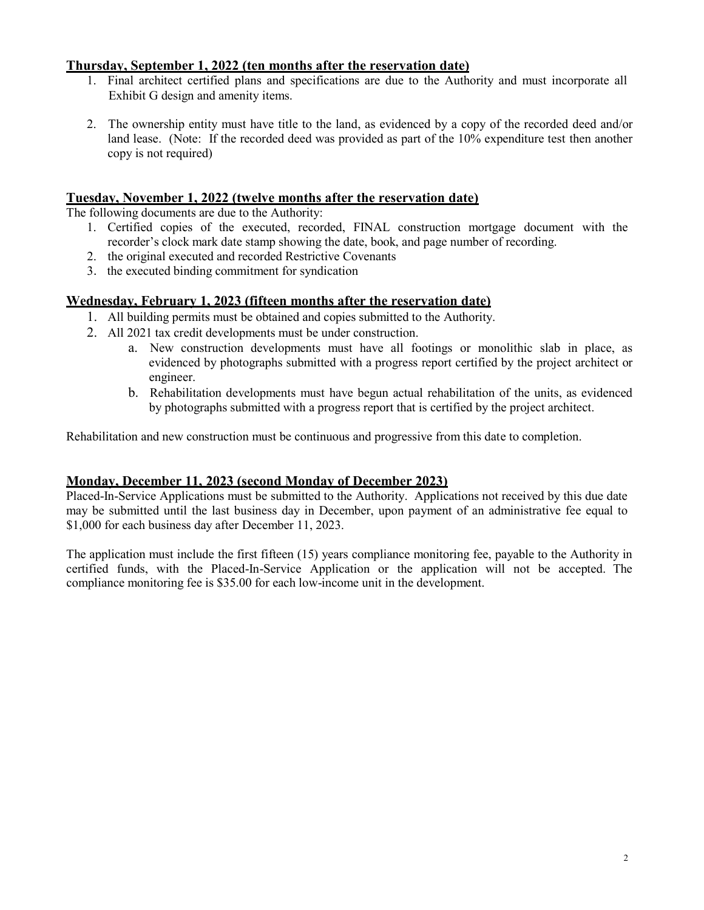**Thursday, September 1, 2022 (ten months after the reservation date)**

1. Final architect certified plans and specifications are due to the Authority and must incorporate all Exhibit G design and amenity items.

2. The ownership entity must have title to the land, as evidenced by a copy of the recorded deed and/or land lease. (Note: If the recorded deed was provided as part of the 10% expenditure test then another copy is not required)

**Tuesday, November 1, 2022 (twelve months after the reservation date)**

The following documents are due to the Authority:

1. Certified copies of the executed, recorded, FINAL construction mortgage document with the recorder's clock mark date stamp showing the date, book, and page number of recording.
2. the original executed and recorded Restrictive Covenants
3. the executed binding commitment for syndication

**Wednesday, February 1, 2023 (fifteen months after the reservation date)**

1. All building permits must be obtained and copies submitted to the Authority.
2. All 2021 tax credit developments must be under construction.
    a. New construction developments must have all footings or monolithic slab in place, as evidenced by photographs submitted with a progress report certified by the project architect or engineer.
    b. Rehabilitation developments must have begun actual rehabilitation of the units, as evidenced by photographs submitted with a progress report that is certified by the project architect.

Rehabilitation and new construction must be continuous and progressive from this date to completion.

**Monday, December 11, 2023 (second Monday of December 2023)**

Placed-In-Service Applications must be submitted to the Authority. Applications not received by this due date may be submitted until the last business day in December, upon payment of an administrative fee equal to $1,000 for each business day after December 11, 2023.

The application must include the first fifteen (15) years compliance monitoring fee, payable to the Authority in certified funds, with the Placed-In-Service Application or the application will not be accepted. The compliance monitoring fee is $35.00 for each low-income unit in the development.